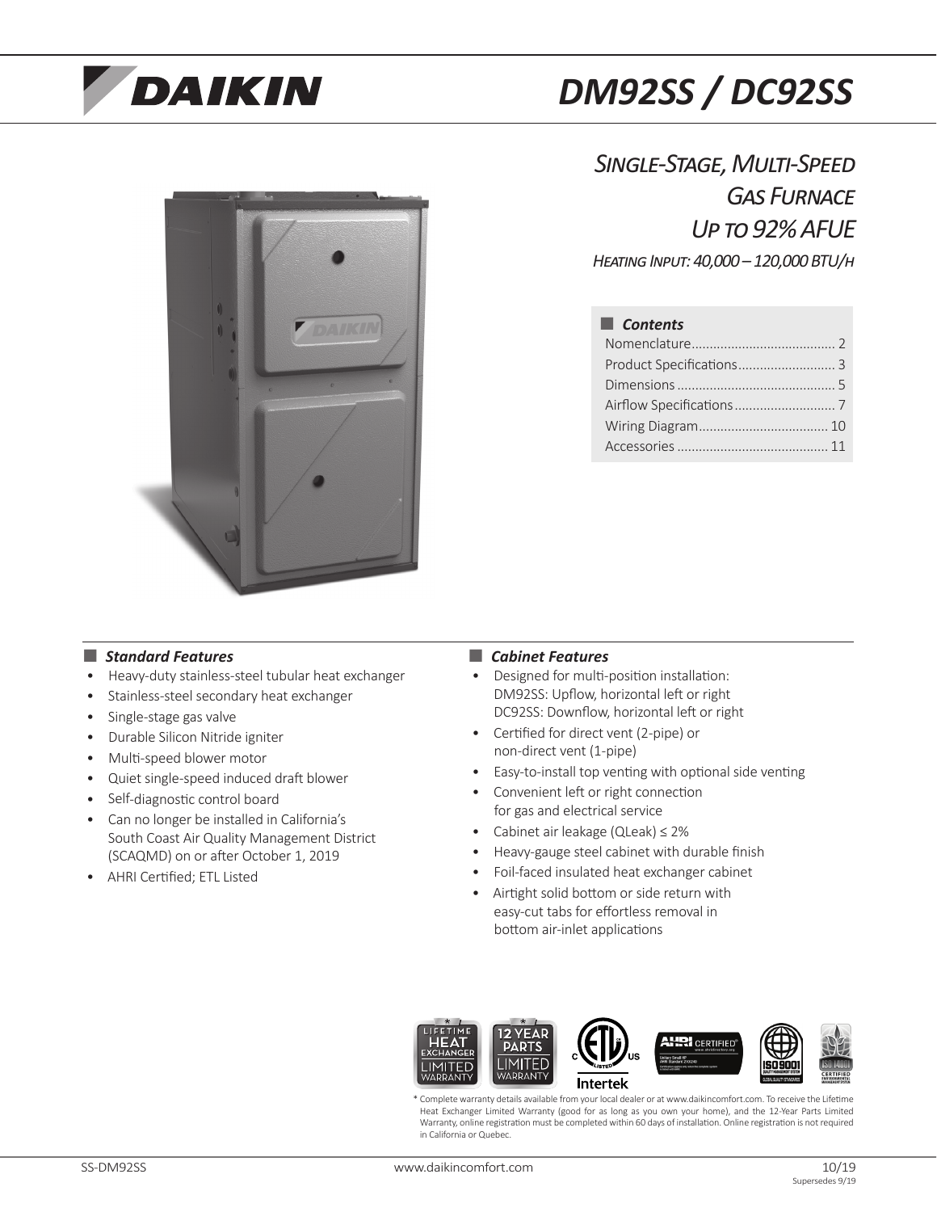# DM92SS / DC92SS

## *Single-Stage, Multi-Speed Gas Furnace Up to 92% AFUE*

*Heating Input: 40,000 – 120,000 BTU/h*

### Contents

- Nomenclature ........ 2
- Product Specifications ........ 3
- Dimensions ........ 5
- Airflow Specifications ........ 7
- Wiring Diagram ........ 10
- Accessories ........ 11

### *Standard Features*

- Heavy-duty stainless-steel tubular heat exchanger
- Stainless-steel secondary heat exchanger
- Single-stage gas valve
- Durable Silicon Nitride igniter
- Multi-speed blower motor
- Quiet single-speed induced draft blower
- Self-diagnostic control board
- Can no longer be installed in California's South Coast Air Quality Management District (SCAQMD) on or after October 1, 2019
- AHRI Certified; ETL Listed

### *Cabinet Features*

- Designed for multi-position installation:
  DM92SS: Upflow, horizontal left or right
  DC92SS: Downflow, horizontal left or right
- Certified for direct vent (2-pipe) or non-direct vent (1-pipe)
- Easy-to-install top venting with optional side venting
- Convenient left or right connection for gas and electrical service
- Cabinet air leakage (QLeak) ≤ 2%
- Heavy-gauge steel cabinet with durable finish
- Foil-faced insulated heat exchanger cabinet
- Airtight solid bottom or side return with easy-cut tabs for effortless removal in bottom air-inlet applications

\* Complete warranty details available from your local dealer or at www.daikincomfort.com. To receive the Lifetime Heat Exchanger Limited Warranty (good for as long as you own your home), and the 12-Year Parts Limited Warranty, online registration must be completed within 60 days of installation. Online registration is not required in California or Quebec.

SS-DM92SS www.daikincomfort.com 10/19 Supersedes 9/19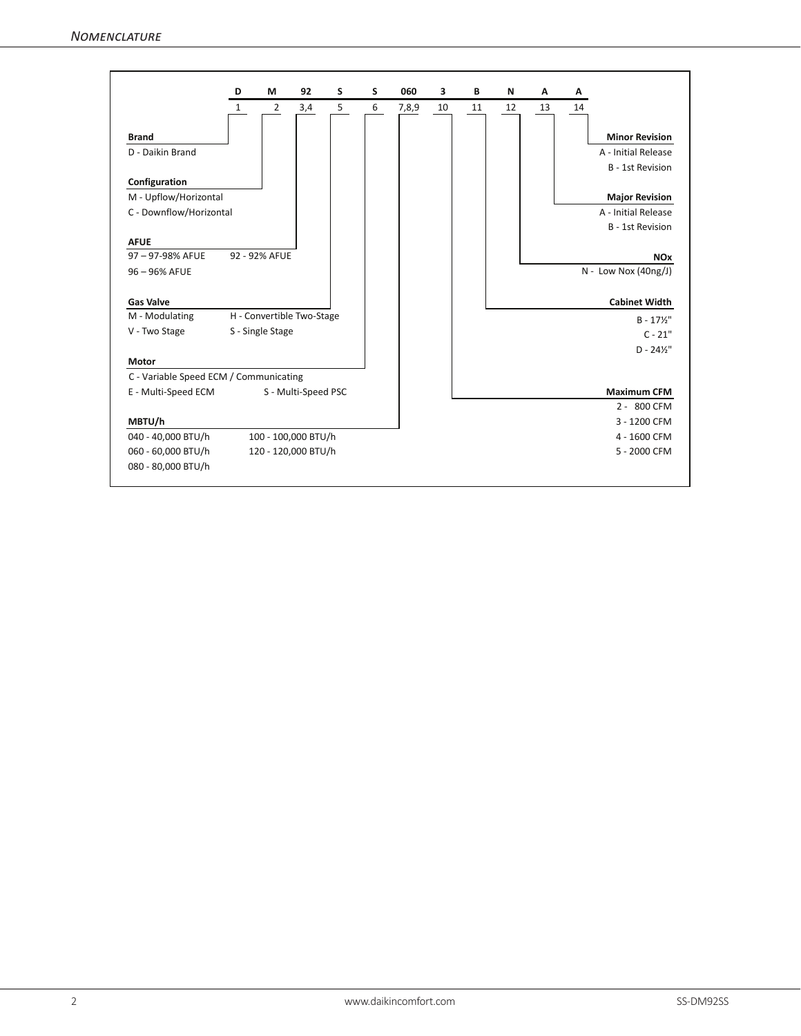## Nomenclature

| D | M | 92 | S | S | 060 | 3 | B | N | A | A |
|---|---|---|---|---|---|---|---|---|---|---|
| 1 | 2 | 3,4 | 5 | 6 | 7,8,9 | 10 | 11 | 12 | 13 | 14 |

**Brand**
D - Daikin Brand

**Configuration**
M - Upflow/Horizontal
C - Downflow/Horizontal

**AFUE**
97 – 97-98% AFUE
96 – 96% AFUE
92 - 92% AFUE

**Gas Valve**
M - Modulating
V - Two Stage
H - Convertible Two-Stage
S - Single Stage

**Motor**
C - Variable Speed ECM / Communicating
E - Multi-Speed ECM
S - Multi-Speed PSC

**MBTU/h**
040 - 40,000 BTU/h
060 - 60,000 BTU/h
080 - 80,000 BTU/h
100 - 100,000 BTU/h
120 - 120,000 BTU/h

**Maximum CFM**
2 - 800 CFM
3 - 1200 CFM
4 - 1600 CFM
5 - 2000 CFM

**Cabinet Width**
B - 17½"
C - 21"
D - 24½"

**NOx**
N - Low Nox (40ng/J)

**Major Revision**
A - Initial Release
B - 1st Revision

**Minor Revision**
A - Initial Release
B - 1st Revision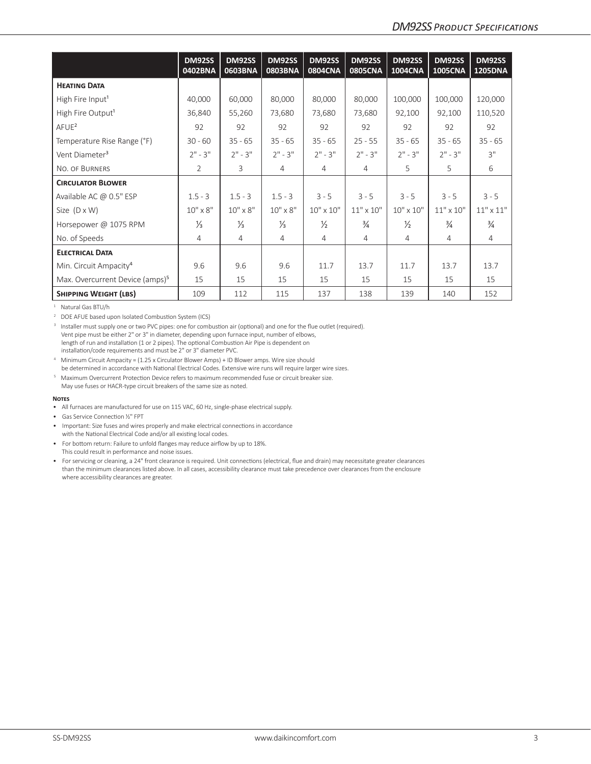| | DM92SS 0402BNA | DM92SS 0603BNA | DM92SS 0803BNA | DM92SS 0804CNA | DM92SS 0805CNA | DM92SS 1004CNA | DM92SS 1005CNA | DM92SS 1205DNA |
|---|---|---|---|---|---|---|---|---|
| **Heating Data** | | | | | | | | |
| High Fire Input[1] | 40,000 | 60,000 | 80,000 | 80,000 | 80,000 | 100,000 | 100,000 | 120,000 |
| High Fire Output[1] | 36,840 | 55,260 | 73,680 | 73,680 | 73,680 | 92,100 | 92,100 | 110,520 |
| AFUE[2] | 92 | 92 | 92 | 92 | 92 | 92 | 92 | 92 |
| Temperature Rise Range (°F) | 30 - 60 | 35 - 65 | 35 - 65 | 35 - 65 | 25 - 55 | 35 - 65 | 35 - 65 | 35 - 65 |
| Vent Diameter[3] | 2" - 3" | 2" - 3" | 2" - 3" | 2" - 3" | 2" - 3" | 2" - 3" | 2" - 3" | 3" |
| No. of Burners | 2 | 3 | 4 | 4 | 4 | 5 | 5 | 6 |
| **Circulator Blower** | | | | | | | | |
| Available AC @ 0.5" ESP | 1.5 - 3 | 1.5 - 3 | 1.5 - 3 | 3 - 5 | 3 - 5 | 3 - 5 | 3 - 5 | 3 - 5 |
| Size (D x W) | 10" x 8" | 10" x 8" | 10" x 8" | 10" x 10" | 11" x 10" | 10" x 10" | 11" x 10" | 11" x 11" |
| Horsepower @ 1075 RPM | ⅓ | ⅓ | ⅓ | ½ | ¾ | ½ | ¾ | ¾ |
| No. of Speeds | 4 | 4 | 4 | 4 | 4 | 4 | 4 | 4 |
| **Electrical Data** | | | | | | | | |
| Min. Circuit Ampacity[4] | 9.6 | 9.6 | 9.6 | 11.7 | 13.7 | 11.7 | 13.7 | 13.7 |
| Max. Overcurrent Device (amps)[5] | 15 | 15 | 15 | 15 | 15 | 15 | 15 | 15 |
| **Shipping Weight (lbs)** | 109 | 112 | 115 | 137 | 138 | 139 | 140 | 152 |

[1] Natural Gas BTU/h

[2] DOE AFUE based upon Isolated Combustion System (ICS)

[3] Installer must supply one or two PVC pipes: one for combustion air (optional) and one for the flue outlet (required). Vent pipe must be either 2" or 3" in diameter, depending upon furnace input, number of elbows, length of run and installation (1 or 2 pipes). The optional Combustion Air Pipe is dependent on installation/code requirements and must be 2" or 3" diameter PVC.

[4] Minimum Circuit Ampacity = (1.25 x Circulator Blower Amps) + ID Blower amps. Wire size should be determined in accordance with National Electrical Codes. Extensive wire runs will require larger wire sizes.

[5] Maximum Overcurrent Protection Device refers to maximum recommended fuse or circuit breaker size. May use fuses or HACR-type circuit breakers of the same size as noted.

**Notes**

- All furnaces are manufactured for use on 115 VAC, 60 Hz, single-phase electrical supply.
- Gas Service Connection ½" FPT
- Important: Size fuses and wires properly and make electrical connections in accordance with the National Electrical Code and/or all existing local codes.
- For bottom return: Failure to unfold flanges may reduce airflow by up to 18%. This could result in performance and noise issues.
- For servicing or cleaning, a 24" front clearance is required. Unit connections (electrical, flue and drain) may necessitate greater clearances than the minimum clearances listed above. In all cases, accessibility clearance must take precedence over clearances from the enclosure where accessibility clearances are greater.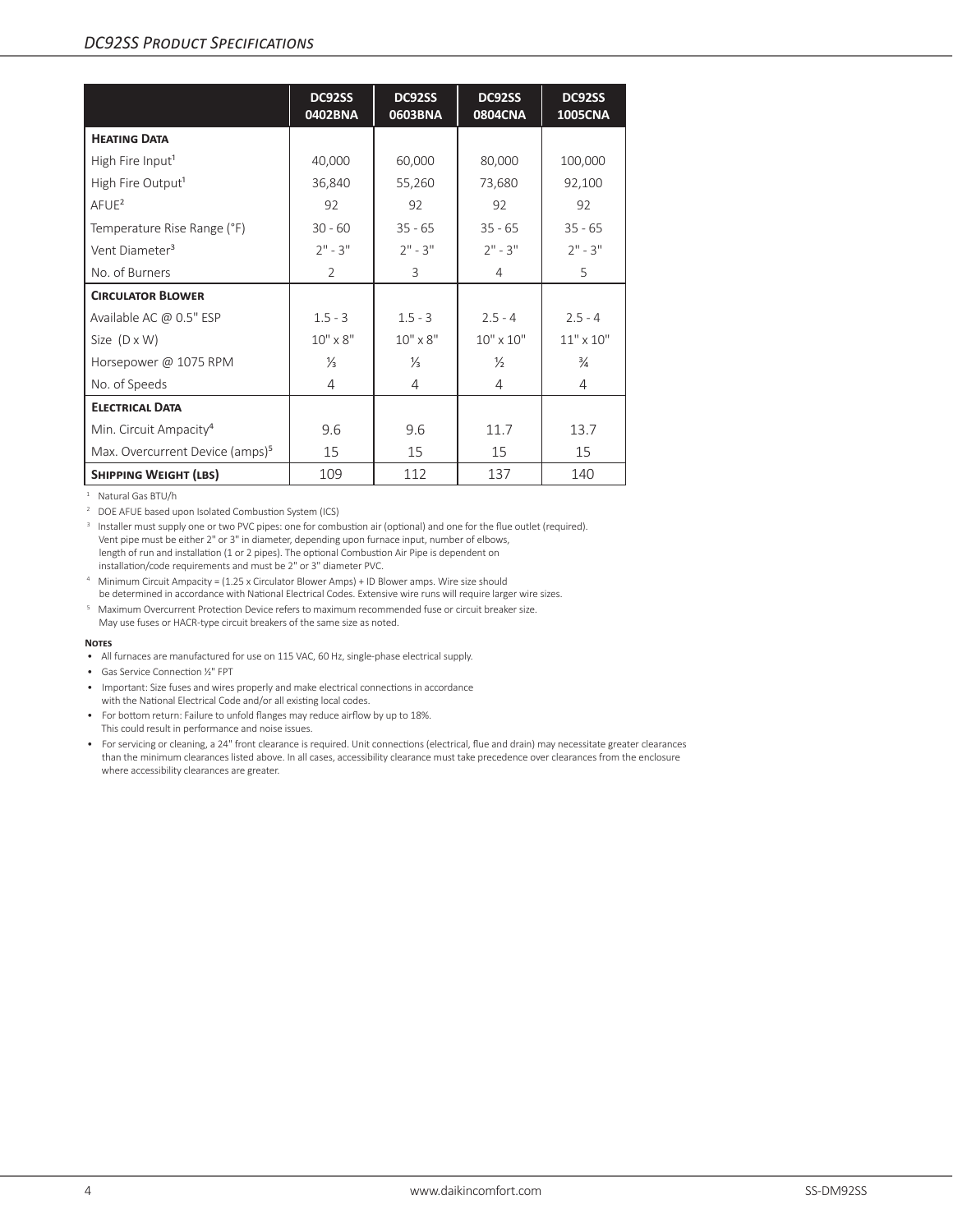## DC92SS Product Specifications

| | DC92SS 0402BNA | DC92SS 0603BNA | DC92SS 0804CNA | DC92SS 1005CNA |
|---|---|---|---|---|
| **Heating Data** | | | | |
| High Fire Input[1] | 40,000 | 60,000 | 80,000 | 100,000 |
| High Fire Output[1] | 36,840 | 55,260 | 73,680 | 92,100 |
| AFUE[2] | 92 | 92 | 92 | 92 |
| Temperature Rise Range (°F) | 30 - 60 | 35 - 65 | 35 - 65 | 35 - 65 |
| Vent Diameter[3] | 2" - 3" | 2" - 3" | 2" - 3" | 2" - 3" |
| No. of Burners | 2 | 3 | 4 | 5 |
| **Circulator Blower** | | | | |
| Available AC @ 0.5" ESP | 1.5 - 3 | 1.5 - 3 | 2.5 - 4 | 2.5 - 4 |
| Size (D x W) | 10" x 8" | 10" x 8" | 10" x 10" | 11" x 10" |
| Horsepower @ 1075 RPM | ⅓ | ⅓ | ½ | ¾ |
| No. of Speeds | 4 | 4 | 4 | 4 |
| **Electrical Data** | | | | |
| Min. Circuit Ampacity[4] | 9.6 | 9.6 | 11.7 | 13.7 |
| Max. Overcurrent Device (amps)[5] | 15 | 15 | 15 | 15 |
| **Shipping Weight (lbs)** | 109 | 112 | 137 | 140 |

[1] Natural Gas BTU/h

[2] DOE AFUE based upon Isolated Combustion System (ICS)

[3] Installer must supply one or two PVC pipes: one for combustion air (optional) and one for the flue outlet (required). Vent pipe must be either 2" or 3" in diameter, depending upon furnace input, number of elbows, length of run and installation (1 or 2 pipes). The optional Combustion Air Pipe is dependent on installation/code requirements and must be 2" or 3" diameter PVC.

[4] Minimum Circuit Ampacity = (1.25 x Circulator Blower Amps) + ID Blower amps. Wire size should be determined in accordance with National Electrical Codes. Extensive wire runs will require larger wire sizes.

[5] Maximum Overcurrent Protection Device refers to maximum recommended fuse or circuit breaker size. May use fuses or HACR-type circuit breakers of the same size as noted.

**Notes**

- All furnaces are manufactured for use on 115 VAC, 60 Hz, single-phase electrical supply.
- Gas Service Connection ½" FPT
- Important: Size fuses and wires properly and make electrical connections in accordance with the National Electrical Code and/or all existing local codes.
- For bottom return: Failure to unfold flanges may reduce airflow by up to 18%. This could result in performance and noise issues.
- For servicing or cleaning, a 24" front clearance is required. Unit connections (electrical, flue and drain) may necessitate greater clearances than the minimum clearances listed above. In all cases, accessibility clearance must take precedence over clearances from the enclosure where accessibility clearances are greater.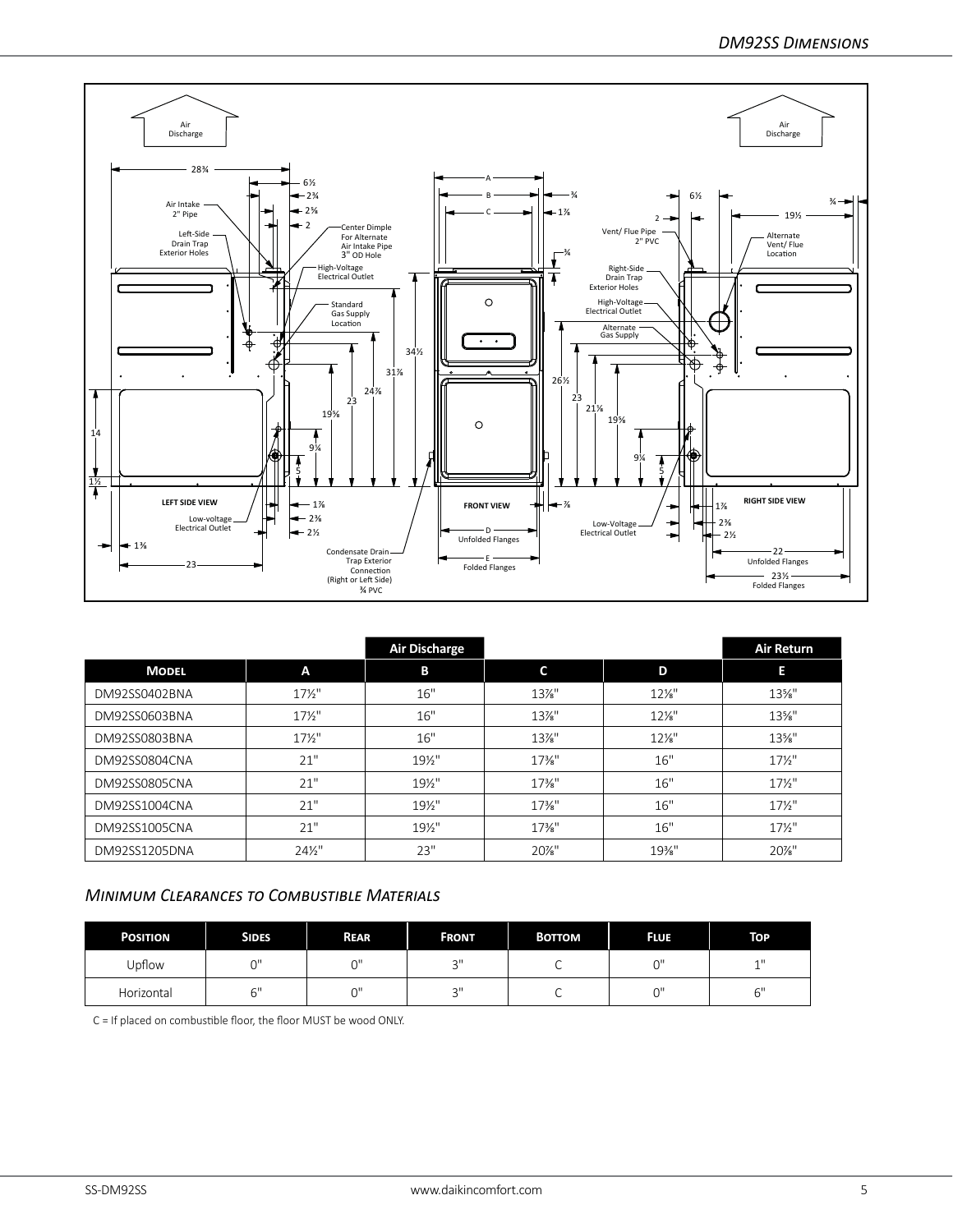## DM92SS Dimensions

| | | Air Discharge | | | Air Return |
|---|---|---|---|---|---|
| **Model** | **A** | **B** | **C** | **D** | **E** |
| DM92SS0402BNA | 17½" | 16" | 13⅞" | 12⅛" | 13⅝" |
| DM92SS0603BNA | 17½" | 16" | 13⅞" | 12⅛" | 13⅝" |
| DM92SS0803BNA | 17½" | 16" | 13⅞" | 12⅛" | 13⅝" |
| DM92SS0804CNA | 21" | 19½" | 17⅜" | 16" | 17½" |
| DM92SS0805CNA | 21" | 19½" | 17⅜" | 16" | 17½" |
| DM92SS1004CNA | 21" | 19½" | 17⅜" | 16" | 17½" |
| DM92SS1005CNA | 21" | 19½" | 17⅜" | 16" | 17½" |
| DM92SS1205DNA | 24½" | 23" | 20⅞" | 19⅜" | 20⅞" |

### *Minimum Clearances to Combustible Materials*

| Position | Sides | Rear | Front | Bottom | Flue | Top |
|---|---|---|---|---|---|---|
| Upflow | 0" | 0" | 3" | C | 0" | 1" |
| Horizontal | 6" | 0" | 3" | C | 0" | 6" |

C = If placed on combustible floor, the floor MUST be wood ONLY.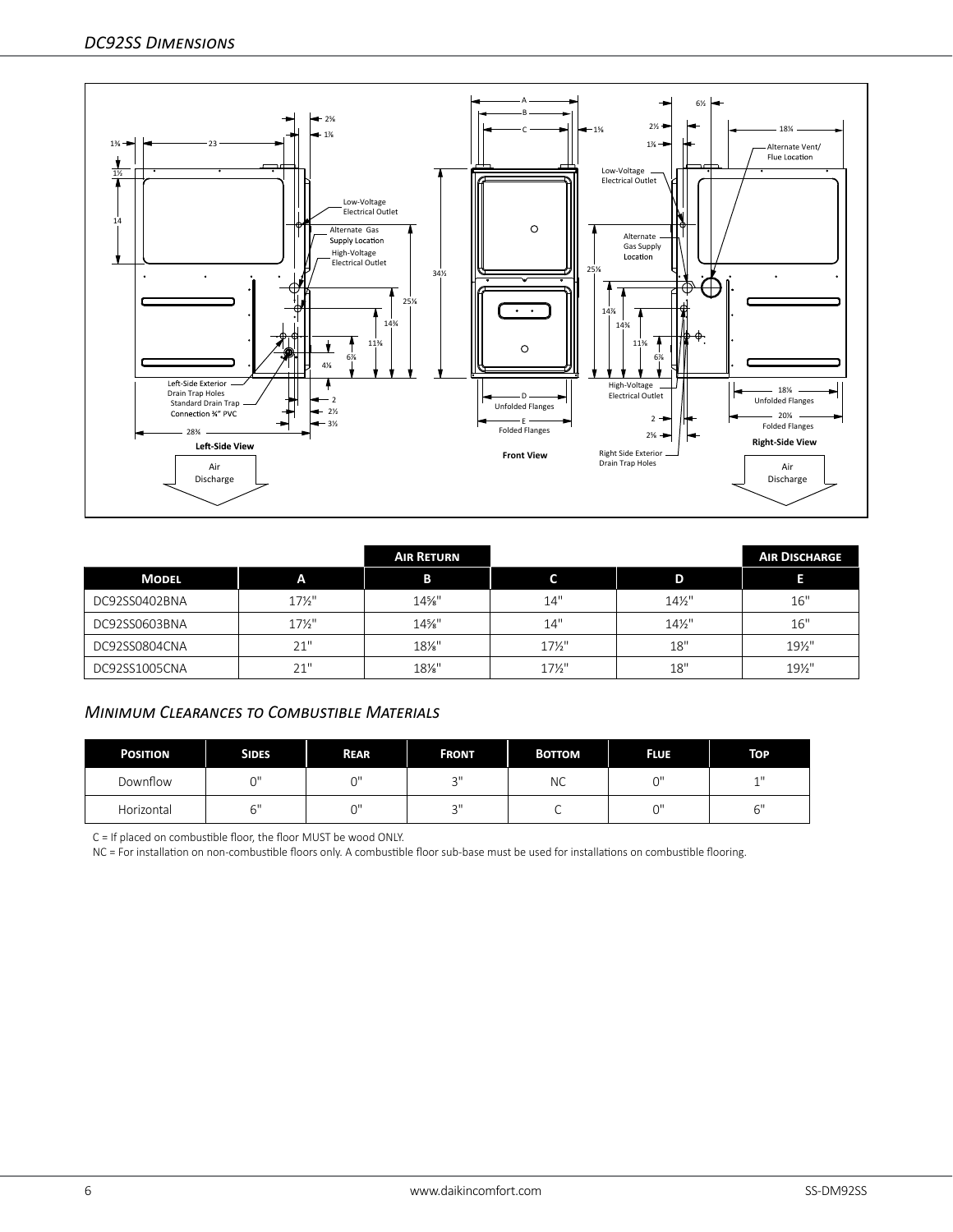## *DC92SS Dimensions*

Left-Side View

Front View

Right-Side View

| | | Air Return | | | Air Discharge |
|---|---|---|---|---|---|
| **Model** | **A** | **B** | **C** | **D** | **E** |
| DC92SS0402BNA | 17½" | 14⅝" | 14" | 14½" | 16" |
| DC92SS0603BNA | 17½" | 14⅝" | 14" | 14½" | 16" |
| DC92SS0804CNA | 21" | 18⅛" | 17½" | 18" | 19½" |
| DC92SS1005CNA | 21" | 18⅛" | 17½" | 18" | 19½" |

## *Minimum Clearances to Combustible Materials*

| Position | Sides | Rear | Front | Bottom | Flue | Top |
|---|---|---|---|---|---|---|
| Downflow | 0" | 0" | 3" | NC | 0" | 1" |
| Horizontal | 6" | 0" | 3" | C | 0" | 6" |

C = If placed on combustible floor, the floor MUST be wood ONLY.

NC = For installation on non-combustible floors only. A combustible floor sub-base must be used for installations on combustible flooring.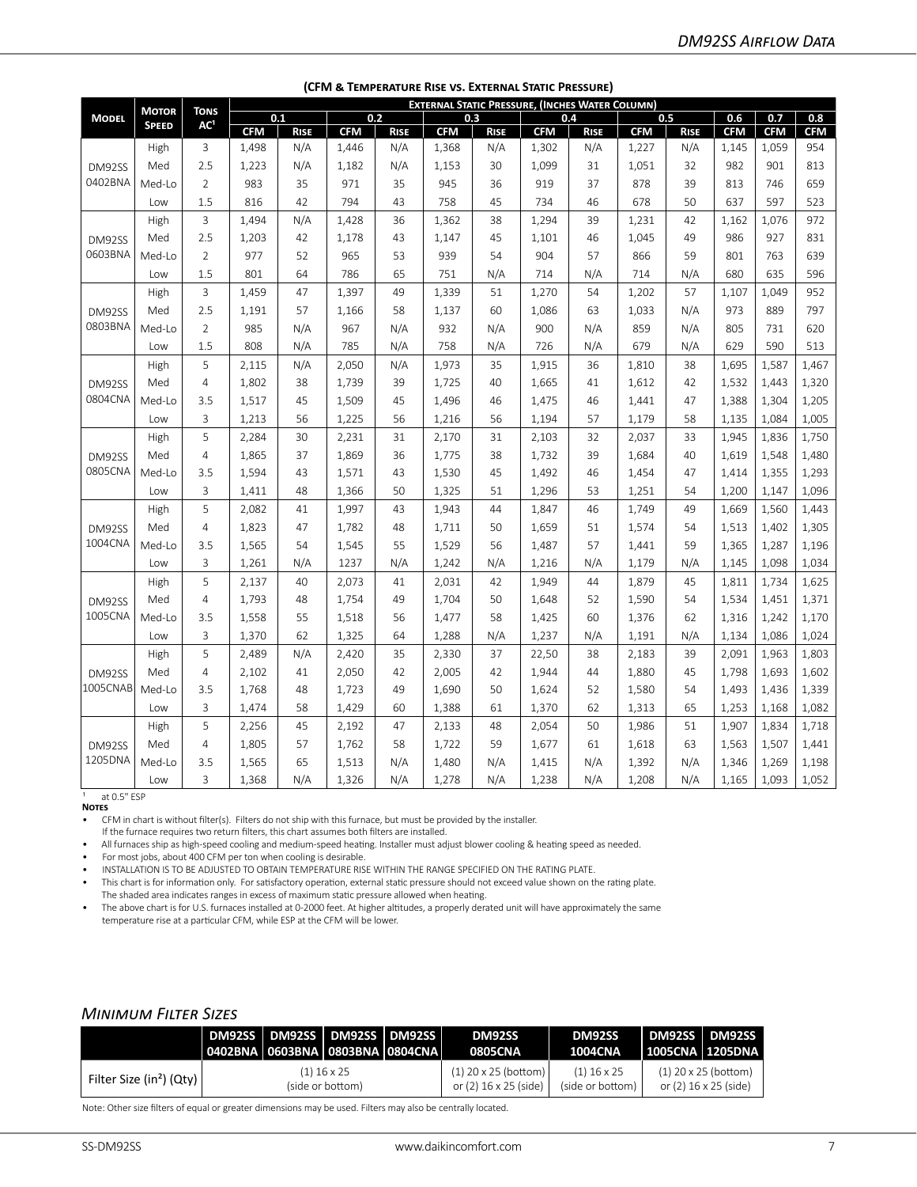## (CFM & Temperature Rise vs. External Static Pressure)

| Model | Motor Speed | Tons AC[1] | External Static Pressure, (Inches Water Column) 0.1 CFM | 0.1 Rise | 0.2 CFM | 0.2 Rise | 0.3 CFM | 0.3 Rise | 0.4 CFM | 0.4 Rise | 0.5 CFM | 0.5 Rise | 0.6 CFM | 0.7 CFM | 0.8 CFM |
|---|---|---|---|---|---|---|---|---|---|---|---|---|---|---|---|
| DM92SS 0402BNA | High | 3 | 1,498 | N/A | 1,446 | N/A | 1,368 | N/A | 1,302 | N/A | 1,227 | N/A | 1,145 | 1,059 | 954 |
| | Med | 2.5 | 1,223 | N/A | 1,182 | N/A | 1,153 | 30 | 1,099 | 31 | 1,051 | 32 | 982 | 901 | 813 |
| | Med-Lo | 2 | 983 | 35 | 971 | 35 | 945 | 36 | 919 | 37 | 878 | 39 | 813 | 746 | 659 |
| | Low | 1.5 | 816 | 42 | 794 | 43 | 758 | 45 | 734 | 46 | 678 | 50 | 637 | 597 | 523 |
| DM92SS 0603BNA | High | 3 | 1,494 | N/A | 1,428 | 36 | 1,362 | 38 | 1,294 | 39 | 1,231 | 42 | 1,162 | 1,076 | 972 |
| | Med | 2.5 | 1,203 | 42 | 1,178 | 43 | 1,147 | 45 | 1,101 | 46 | 1,045 | 49 | 986 | 927 | 831 |
| | Med-Lo | 2 | 977 | 52 | 965 | 53 | 939 | 54 | 904 | 57 | 866 | 59 | 801 | 763 | 639 |
| | Low | 1.5 | 801 | 64 | 786 | 65 | 751 | N/A | 714 | N/A | 714 | N/A | 680 | 635 | 596 |
| DM92SS 0803BNA | High | 3 | 1,459 | 47 | 1,397 | 49 | 1,339 | 51 | 1,270 | 54 | 1,202 | 57 | 1,107 | 1,049 | 952 |
| | Med | 2.5 | 1,191 | 57 | 1,166 | 58 | 1,137 | 60 | 1,086 | 63 | 1,033 | N/A | 973 | 889 | 797 |
| | Med-Lo | 2 | 985 | N/A | 967 | N/A | 932 | N/A | 900 | N/A | 859 | N/A | 805 | 731 | 620 |
| | Low | 1.5 | 808 | N/A | 785 | N/A | 758 | N/A | 726 | N/A | 679 | N/A | 629 | 590 | 513 |
| DM92SS 0804CNA | High | 5 | 2,115 | N/A | 2,050 | N/A | 1,973 | 35 | 1,915 | 36 | 1,810 | 38 | 1,695 | 1,587 | 1,467 |
| | Med | 4 | 1,802 | 38 | 1,739 | 39 | 1,725 | 40 | 1,665 | 41 | 1,612 | 42 | 1,532 | 1,443 | 1,320 |
| | Med-Lo | 3.5 | 1,517 | 45 | 1,509 | 45 | 1,496 | 46 | 1,475 | 46 | 1,441 | 47 | 1,388 | 1,304 | 1,205 |
| | Low | 3 | 1,213 | 56 | 1,225 | 56 | 1,216 | 56 | 1,194 | 57 | 1,179 | 58 | 1,135 | 1,084 | 1,005 |
| DM92SS 0805CNA | High | 5 | 2,284 | 30 | 2,231 | 31 | 2,170 | 31 | 2,103 | 32 | 2,037 | 33 | 1,945 | 1,836 | 1,750 |
| | Med | 4 | 1,865 | 37 | 1,869 | 36 | 1,775 | 38 | 1,732 | 39 | 1,684 | 40 | 1,619 | 1,548 | 1,480 |
| | Med-Lo | 3.5 | 1,594 | 43 | 1,571 | 43 | 1,530 | 45 | 1,492 | 46 | 1,454 | 47 | 1,414 | 1,355 | 1,293 |
| | Low | 3 | 1,411 | 48 | 1,366 | 50 | 1,325 | 51 | 1,296 | 53 | 1,251 | 54 | 1,200 | 1,147 | 1,096 |
| DM92SS 1004CNA | High | 5 | 2,082 | 41 | 1,997 | 43 | 1,943 | 44 | 1,847 | 46 | 1,749 | 49 | 1,669 | 1,560 | 1,443 |
| | Med | 4 | 1,823 | 47 | 1,782 | 48 | 1,711 | 50 | 1,659 | 51 | 1,574 | 54 | 1,513 | 1,402 | 1,305 |
| | Med-Lo | 3.5 | 1,565 | 54 | 1,545 | 55 | 1,529 | 56 | 1,487 | 57 | 1,441 | 59 | 1,365 | 1,287 | 1,196 |
| | Low | 3 | 1,261 | N/A | 1237 | N/A | 1,242 | N/A | 1,216 | N/A | 1,179 | N/A | 1,145 | 1,098 | 1,034 |
| DM92SS 1005CNA | High | 5 | 2,137 | 40 | 2,073 | 41 | 2,031 | 42 | 1,949 | 44 | 1,879 | 45 | 1,811 | 1,734 | 1,625 |
| | Med | 4 | 1,793 | 48 | 1,754 | 49 | 1,704 | 50 | 1,648 | 52 | 1,590 | 54 | 1,534 | 1,451 | 1,371 |
| | Med-Lo | 3.5 | 1,558 | 55 | 1,518 | 56 | 1,477 | 58 | 1,425 | 60 | 1,376 | 62 | 1,316 | 1,242 | 1,170 |
| | Low | 3 | 1,370 | 62 | 1,325 | 64 | 1,288 | N/A | 1,237 | N/A | 1,191 | N/A | 1,134 | 1,086 | 1,024 |
| DM92SS 1005CNAB | High | 5 | 2,489 | N/A | 2,420 | 35 | 2,330 | 37 | 22,50 | 38 | 2,183 | 39 | 2,091 | 1,963 | 1,803 |
| | Med | 4 | 2,102 | 41 | 2,050 | 42 | 2,005 | 42 | 1,944 | 44 | 1,880 | 45 | 1,798 | 1,693 | 1,602 |
| | Med-Lo | 3.5 | 1,768 | 48 | 1,723 | 49 | 1,690 | 50 | 1,624 | 52 | 1,580 | 54 | 1,493 | 1,436 | 1,339 |
| | Low | 3 | 1,474 | 58 | 1,429 | 60 | 1,388 | 61 | 1,370 | 62 | 1,313 | 65 | 1,253 | 1,168 | 1,082 |
| DM92SS 1205DNA | High | 5 | 2,256 | 45 | 2,192 | 47 | 2,133 | 48 | 2,054 | 50 | 1,986 | 51 | 1,907 | 1,834 | 1,718 |
| | Med | 4 | 1,805 | 57 | 1,762 | 58 | 1,722 | 59 | 1,677 | 61 | 1,618 | 63 | 1,563 | 1,507 | 1,441 |
| | Med-Lo | 3.5 | 1,565 | 65 | 1,513 | N/A | 1,480 | N/A | 1,415 | N/A | 1,392 | N/A | 1,346 | 1,269 | 1,198 |
| | Low | 3 | 1,368 | N/A | 1,326 | N/A | 1,278 | N/A | 1,238 | N/A | 1,208 | N/A | 1,165 | 1,093 | 1,052 |

[1] at 0.5" ESP

**Notes**

- CFM in chart is without filter(s). Filters do not ship with this furnace, but must be provided by the installer. If the furnace requires two return filters, this chart assumes both filters are installed.
- All furnaces ship as high-speed cooling and medium-speed heating. Installer must adjust blower cooling & heating speed as needed.
- For most jobs, about 400 CFM per ton when cooling is desirable.
- INSTALLATION IS TO BE ADJUSTED TO OBTAIN TEMPERATURE RISE WITHIN THE RANGE SPECIFIED ON THE RATING PLATE.
- This chart is for information only. For satisfactory operation, external static pressure should not exceed value shown on the rating plate. The shaded area indicates ranges in excess of maximum static pressure allowed when heating.
- The above chart is for U.S. furnaces installed at 0-2000 feet. At higher altitudes, a properly derated unit will have approximately the same temperature rise at a particular CFM, while ESP at the CFM will be lower.

## *Minimum Filter Sizes*

| | DM92SS 0402BNA | DM92SS 0603BNA | DM92SS 0803BNA | DM92SS 0804CNA | DM92SS 0805CNA | DM92SS 1004CNA | DM92SS 1005CNA | DM92SS 1205DNA |
|---|---|---|---|---|---|---|---|---|
| Filter Size ($in^2$) (Qty) | (1) 16 x 25 (side or bottom) | | | | (1) 20 x 25 (bottom) or (2) 16 x 25 (side) | (1) 16 x 25 (side or bottom) | (1) 20 x 25 (bottom) or (2) 16 x 25 (side) | |

Note: Other size filters of equal or greater dimensions may be used. Filters may also be centrally located.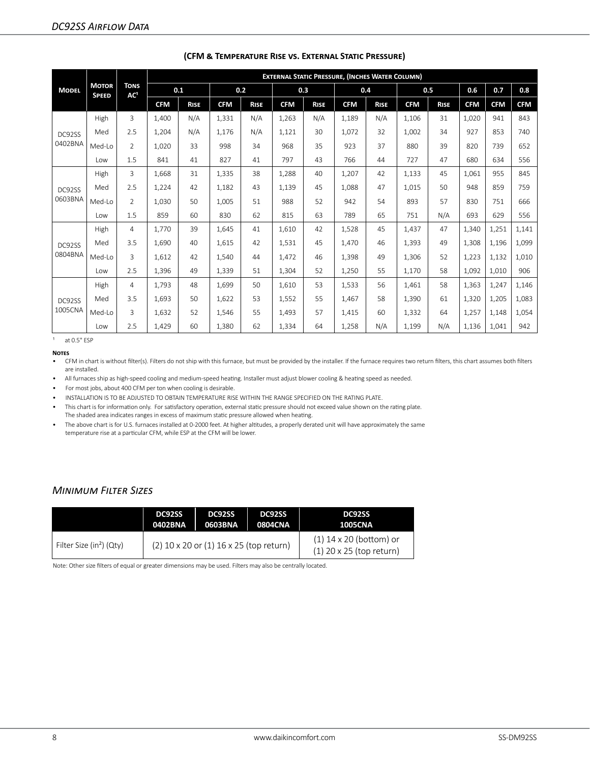## DC92SS Airflow Data

**(CFM & Temperature Rise vs. External Static Pressure)**

| Model | Motor Speed | Tons AC[1] | External Static Pressure, (Inches Water Column) | | | | | | | | | | | | |
|---|---|---|---|---|---|---|---|---|---|---|---|---|---|---|---|
| | | | 0.1 | | 0.2 | | 0.3 | | 0.4 | | 0.5 | | 0.6 | 0.7 | 0.8 |
| | | | CFM | Rise | CFM | Rise | CFM | Rise | CFM | Rise | CFM | Rise | CFM | CFM | CFM |
| DC92SS 0402BNA | High | 3 | 1,400 | N/A | 1,331 | N/A | 1,263 | N/A | 1,189 | N/A | 1,106 | 31 | 1,020 | 941 | 843 |
| | Med | 2.5 | 1,204 | N/A | 1,176 | N/A | 1,121 | 30 | 1,072 | 32 | 1,002 | 34 | 927 | 853 | 740 |
| | Med-Lo | 2 | 1,020 | 33 | 998 | 34 | 968 | 35 | 923 | 37 | 880 | 39 | 820 | 739 | 652 |
| | Low | 1.5 | 841 | 41 | 827 | 41 | 797 | 43 | 766 | 44 | 727 | 47 | 680 | 634 | 556 |
| DC92SS 0603BNA | High | 3 | 1,668 | 31 | 1,335 | 38 | 1,288 | 40 | 1,207 | 42 | 1,133 | 45 | 1,061 | 955 | 845 |
| | Med | 2.5 | 1,224 | 42 | 1,182 | 43 | 1,139 | 45 | 1,088 | 47 | 1,015 | 50 | 948 | 859 | 759 |
| | Med-Lo | 2 | 1,030 | 50 | 1,005 | 51 | 988 | 52 | 942 | 54 | 893 | 57 | 830 | 751 | 666 |
| | Low | 1.5 | 859 | 60 | 830 | 62 | 815 | 63 | 789 | 65 | 751 | N/A | 693 | 629 | 556 |
| DC92SS 0804BNA | High | 4 | 1,770 | 39 | 1,645 | 41 | 1,610 | 42 | 1,528 | 45 | 1,437 | 47 | 1,340 | 1,251 | 1,141 |
| | Med | 3.5 | 1,690 | 40 | 1,615 | 42 | 1,531 | 45 | 1,470 | 46 | 1,393 | 49 | 1,308 | 1,196 | 1,099 |
| | Med-Lo | 3 | 1,612 | 42 | 1,540 | 44 | 1,472 | 46 | 1,398 | 49 | 1,306 | 52 | 1,223 | 1,132 | 1,010 |
| | Low | 2.5 | 1,396 | 49 | 1,339 | 51 | 1,304 | 52 | 1,250 | 55 | 1,170 | 58 | 1,092 | 1,010 | 906 |
| DC92SS 1005CNA | High | 4 | 1,793 | 48 | 1,699 | 50 | 1,610 | 53 | 1,533 | 56 | 1,461 | 58 | 1,363 | 1,247 | 1,146 |
| | Med | 3.5 | 1,693 | 50 | 1,622 | 53 | 1,552 | 55 | 1,467 | 58 | 1,390 | 61 | 1,320 | 1,205 | 1,083 |
| | Med-Lo | 3 | 1,632 | 52 | 1,546 | 55 | 1,493 | 57 | 1,415 | 60 | 1,332 | 64 | 1,257 | 1,148 | 1,054 |
| | Low | 2.5 | 1,429 | 60 | 1,380 | 62 | 1,334 | 64 | 1,258 | N/A | 1,199 | N/A | 1,136 | 1,041 | 942 |

[1] at 0.5" ESP

**Notes**

- CFM in chart is without filter(s). Filters do not ship with this furnace, but must be provided by the installer. If the furnace requires two return filters, this chart assumes both filters are installed.
- All furnaces ship as high-speed cooling and medium-speed heating. Installer must adjust blower cooling & heating speed as needed.
- For most jobs, about 400 CFM per ton when cooling is desirable.
- INSTALLATION IS TO BE ADJUSTED TO OBTAIN TEMPERATURE RISE WITHIN THE RANGE SPECIFIED ON THE RATING PLATE.
- This chart is for information only. For satisfactory operation, external static pressure should not exceed value shown on the rating plate. The shaded area indicates ranges in excess of maximum static pressure allowed when heating.
- The above chart is for U.S. furnaces installed at 0-2000 feet. At higher altitudes, a properly derated unit will have approximately the same temperature rise at a particular CFM, while ESP at the CFM will be lower.

## Minimum Filter Sizes

| | DC92SS 0402BNA | DC92SS 0603BNA | DC92SS 0804CNA | DC92SS 1005CNA |
|---|---|---|---|---|
| Filter Size (in²) (Qty) | (2) 10 x 20 or (1) 16 x 25 (top return) | | | (1) 14 x 20 (bottom) or (1) 20 x 25 (top return) |

Note: Other size filters of equal or greater dimensions may be used. Filters may also be centrally located.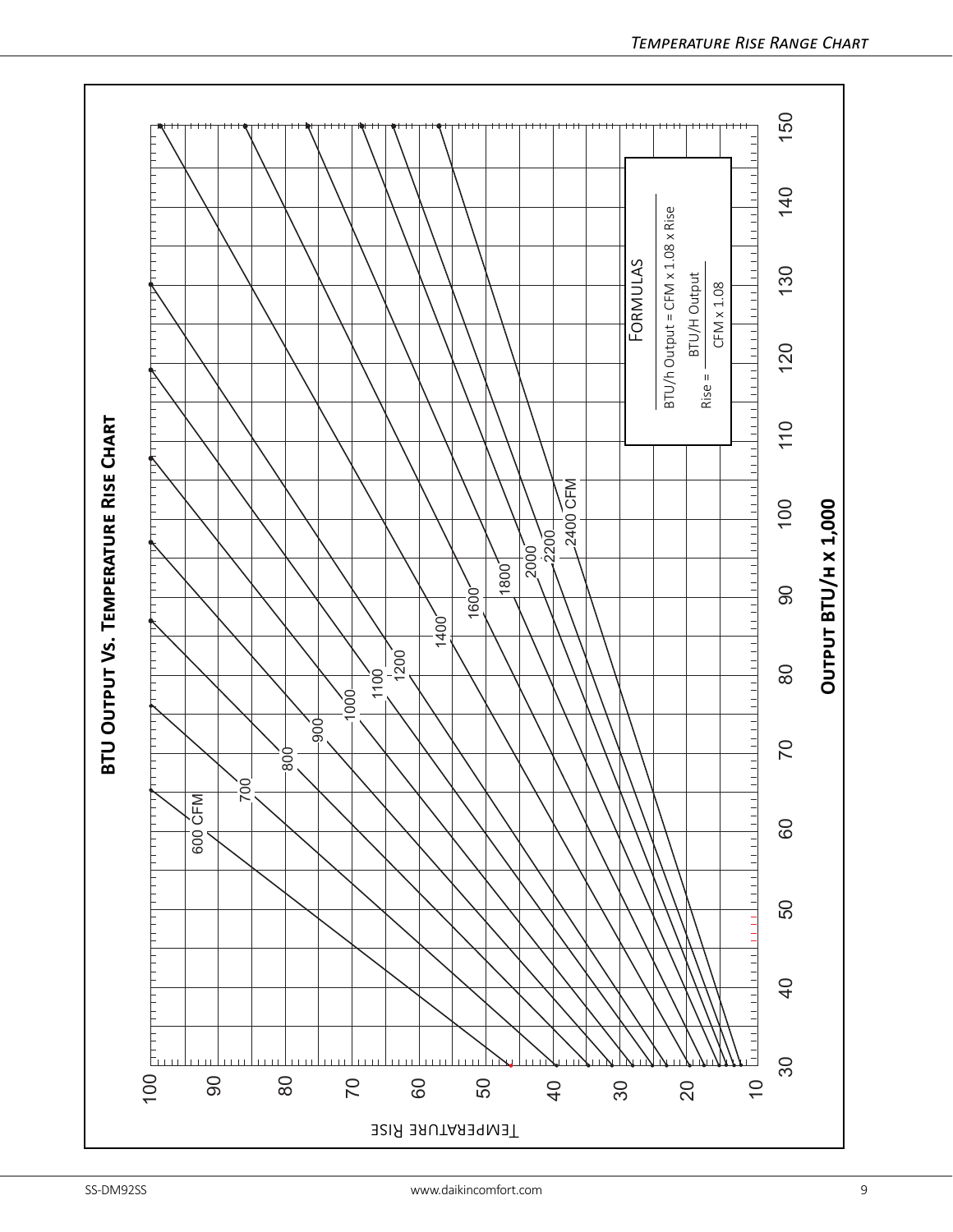## BTU Output Vs. Temperature Rise Chart

Temperature Rise

Output BTU/h x 1,000

600 CFM, 700, 800, 900, 1000, 1100, 1200, 1400, 1600, 1800, 2000, 2200, 2400 CFM

**Formulas**

BTU/h Output = CFM x 1.08 x Rise

$$\text{Rise} = \frac{\text{BTU/H Output}}{\text{CFM} \times 1.08}$$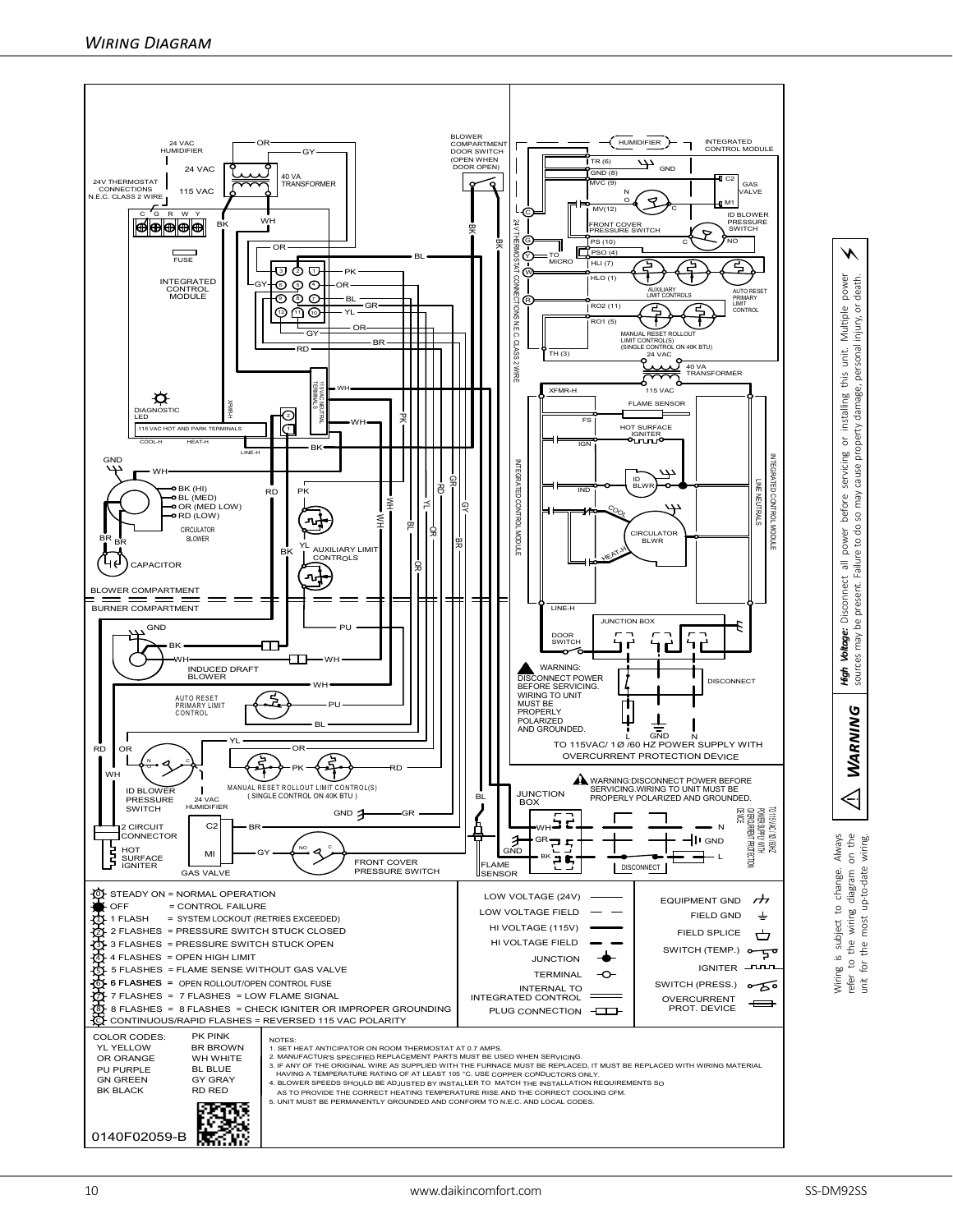## Wiring Diagram

⚠ ***WARNING***

***High Voltage:*** Disconnect all power before servicing or installing this unit. Multiple power sources may be present. Failure to do so may cause property damage, personal injury, or death.

Wiring is subject to change. Always refer to the wiring diagram on the unit for the most up-to-date wiring.

- 0 STEADY ON = NORMAL OPERATION
- OFF = CONTROL FAILURE
- 1 FLASH = SYSTEM LOCKOUT (RETRIES EXCEEDED)
- 2 FLASHES = PRESSURE SWITCH STUCK CLOSED
- 3 FLASHES = PRESSURE SWITCH STUCK OPEN
- 4 FLASHES = OPEN HIGH LIMIT
- 5 FLASHES = FLAME SENSE WITHOUT GAS VALVE
- 6 FLASHES = OPEN ROLLOUT/OPEN CONTROL FUSE
- 7 FLASHES = 7 FLASHES = LOW FLAME SIGNAL
- 8 FLASHES = 8 FLASHES = CHECK IGNITER OR IMPROPER GROUNDING
- C CONTINUOUS/RAPID FLASHES = REVERSED 115 VAC POLARITY

| COLOR CODES: | |
|---|---|
| YL YELLOW | PK PINK |
| OR ORANGE | BR BROWN |
| PU PURPLE | WH WHITE |
| GN GREEN | BL BLUE |
| BK BLACK | GY GRAY |
| | RD RED |

NOTES:
1. SET HEAT ANTICIPATOR ON ROOM THERMOSTAT AT 0.7 AMPS.
2. MANUFACTUR'S SPECIFIED REPLACEMENT PARTS MUST BE USED WHEN SERVICING.
3. IF ANY OF THE ORIGINAL WIRE AS SUPPLIED WITH THE FURNACE MUST BE REPLACED, IT MUST BE REPLACED WITH WIRING MATERIAL HAVING A TEMPERATURE RATING OF AT LEAST 105 °C. USE COPPER CONDUCTORS ONLY.
4. BLOWER SPEEDS SHOULD BE ADJUSTED BY INSTALLER TO MATCH THE INSTALLATION REQUIREMENTS SO AS TO PROVIDE THE CORRECT HEATING TEMPERATURE RISE AND THE CORRECT COOLING CFM.
5. UNIT MUST BE PERMANENTLY GROUNDED AND CONFORM TO N.E.C. AND LOCAL CODES.

0140F02059-B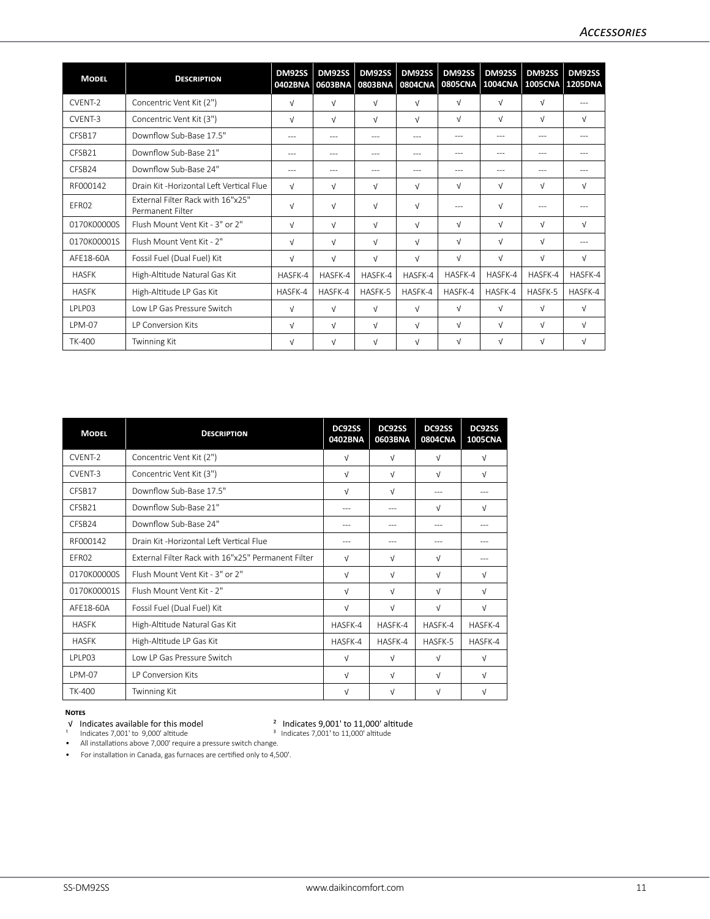| Model | Description | DM92SS 0402BNA | DM92SS 0603BNA | DM92SS 0803BNA | DM92SS 0804CNA | DM92SS 0805CNA | DM92SS 1004CNA | DM92SS 1005CNA | DM92SS 1205DNA |
|---|---|---|---|---|---|---|---|---|---|
| CVENT-2 | Concentric Vent Kit (2") | √ | √ | √ | √ | √ | √ | √ | --- |
| CVENT-3 | Concentric Vent Kit (3") | √ | √ | √ | √ | √ | √ | √ | √ |
| CFSB17 | Downflow Sub-Base 17.5" | --- | --- | --- | --- | --- | --- | --- | --- |
| CFSB21 | Downflow Sub-Base 21" | --- | --- | --- | --- | --- | --- | --- | --- |
| CFSB24 | Downflow Sub-Base 24" | --- | --- | --- | --- | --- | --- | --- | --- |
| RF000142 | Drain Kit -Horizontal Left Vertical Flue | √ | √ | √ | √ | √ | √ | √ | √ |
| EFR02 | External Filter Rack with 16"x25" Permanent Filter | √ | √ | √ | √ | --- | √ | --- | --- |
| 0170K00000S | Flush Mount Vent Kit - 3" or 2" | √ | √ | √ | √ | √ | √ | √ | √ |
| 0170K00001S | Flush Mount Vent Kit - 2" | √ | √ | √ | √ | √ | √ | √ | --- |
| AFE18-60A | Fossil Fuel (Dual Fuel) Kit | √ | √ | √ | √ | √ | √ | √ | √ |
| HASFK | High-Altitude Natural Gas Kit | HASFK-4 | HASFK-4 | HASFK-4 | HASFK-4 | HASFK-4 | HASFK-4 | HASFK-4 | HASFK-4 |
| HASFK | High-Altitude LP Gas Kit | HASFK-4 | HASFK-4 | HASFK-5 | HASFK-4 | HASFK-4 | HASFK-4 | HASFK-5 | HASFK-4 |
| LPLP03 | Low LP Gas Pressure Switch | √ | √ | √ | √ | √ | √ | √ | √ |
| LPM-07 | LP Conversion Kits | √ | √ | √ | √ | √ | √ | √ | √ |
| TK-400 | Twinning Kit | √ | √ | √ | √ | √ | √ | √ | √ |

| Model | Description | DC92SS 0402BNA | DC92SS 0603BNA | DC92SS 0804CNA | DC92SS 1005CNA |
|---|---|---|---|---|---|
| CVENT-2 | Concentric Vent Kit (2") | √ | √ | √ | √ |
| CVENT-3 | Concentric Vent Kit (3") | √ | √ | √ | √ |
| CFSB17 | Downflow Sub-Base 17.5" | √ | √ | --- | --- |
| CFSB21 | Downflow Sub-Base 21" | --- | --- | √ | √ |
| CFSB24 | Downflow Sub-Base 24" | --- | --- | --- | --- |
| RF000142 | Drain Kit -Horizontal Left Vertical Flue | --- | --- | --- | --- |
| EFR02 | External Filter Rack with 16"x25" Permanent Filter | √ | √ | √ | --- |
| 0170K00000S | Flush Mount Vent Kit - 3" or 2" | √ | √ | √ | √ |
| 0170K00001S | Flush Mount Vent Kit - 2" | √ | √ | √ | √ |
| AFE18-60A | Fossil Fuel (Dual Fuel) Kit | √ | √ | √ | √ |
| HASFK | High-Altitude Natural Gas Kit | HASFK-4 | HASFK-4 | HASFK-4 | HASFK-4 |
| HASFK | High-Altitude LP Gas Kit | HASFK-4 | HASFK-4 | HASFK-5 | HASFK-4 |
| LPLP03 | Low LP Gas Pressure Switch | √ | √ | √ | √ |
| LPM-07 | LP Conversion Kits | √ | √ | √ | √ |
| TK-400 | Twinning Kit | √ | √ | √ | √ |

**Notes**

- √ Indicates available for this model
- [1] Indicates 7,001' to 9,000' altitude
- [2] Indicates 9,001' to 11,000' altitude
- [3] Indicates 7,001' to 11,000' altitude
- All installations above 7,000' require a pressure switch change.
- For installation in Canada, gas furnaces are certified only to 4,500'.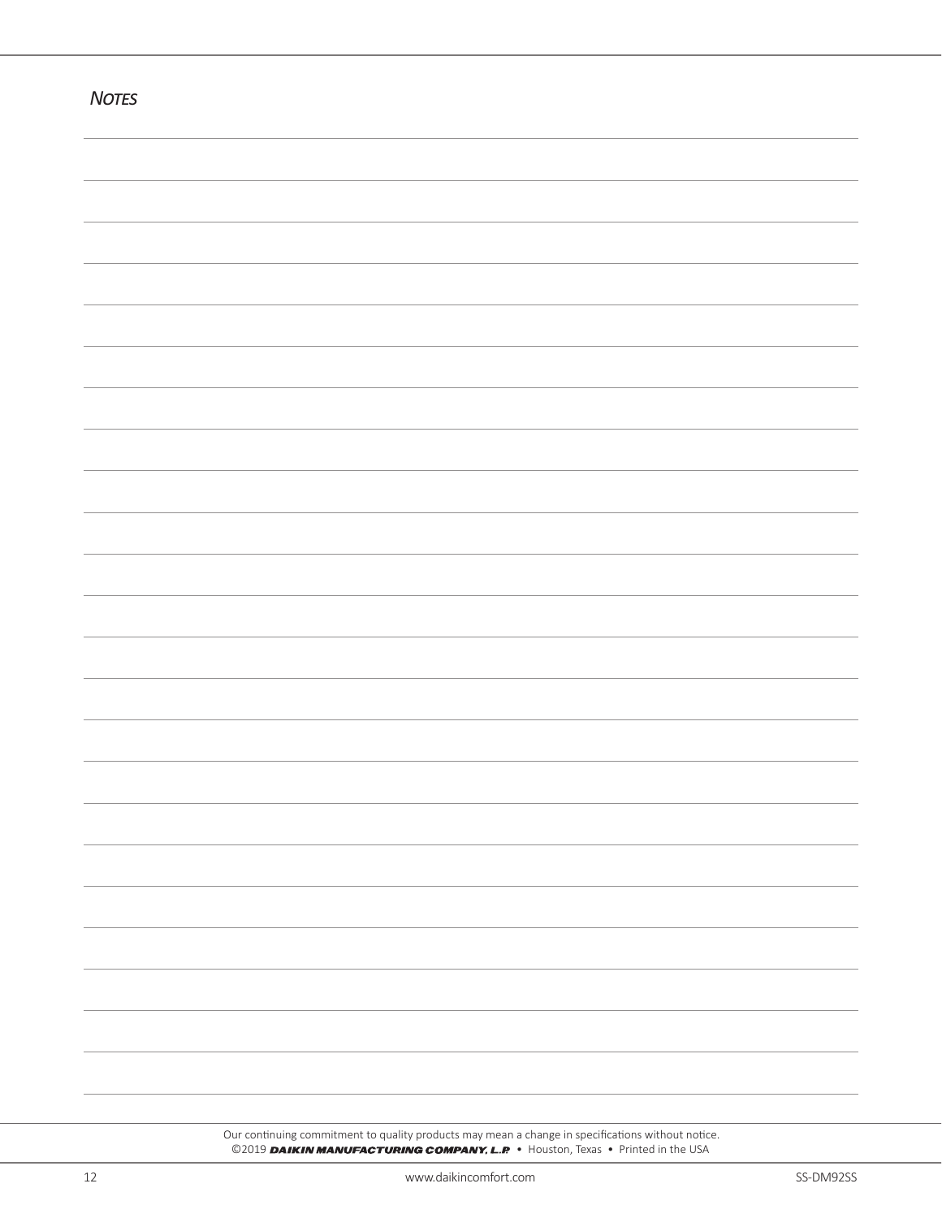## *Notes*

Our continuing commitment to quality products may mean a change in specifications without notice.
©2019 ***DAIKIN MANUFACTURING COMPANY, L.P.*** • Houston, Texas • Printed in the USA